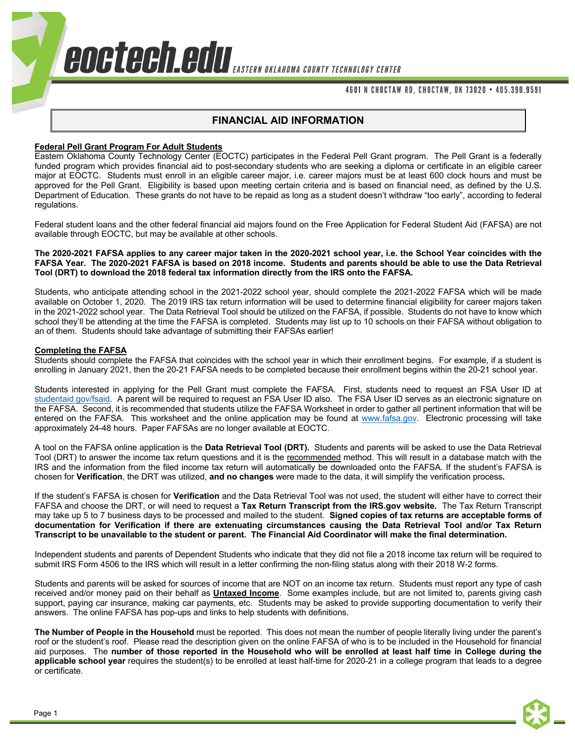eoctech.edu EASTERN OKLAHOMA COUNTY TECHNOLOGY CENTER

4601 N CHOCTAW RD, CHOCTAW, OK 73020 • 405.390.9591

# FINANCIAL AID INFORMATION

**Federal Pell Grant Program For Adult Students**

Eastern Oklahoma County Technology Center (EOCTC) participates in the Federal Pell Grant program. The Pell Grant is a federally funded program which provides financial aid to post-secondary students who are seeking a diploma or certificate in an eligible career major at EOCTC. Students must enroll in an eligible career major, i.e. career majors must be at least 600 clock hours and must be approved for the Pell Grant. Eligibility is based upon meeting certain criteria and is based on financial need, as defined by the U.S. Department of Education. These grants do not have to be repaid as long as a student doesn't withdraw "too early", according to federal regulations.

Federal student loans and the other federal financial aid majors found on the Free Application for Federal Student Aid (FAFSA) are not available through EOCTC, but may be available at other schools.

**The 2020-2021 FAFSA applies to any career major taken in the 2020-2021 school year, i.e. the School Year coincides with the FAFSA Year. The 2020-2021 FAFSA is based on 2018 income. Students and parents should be able to use the Data Retrieval Tool (DRT) to download the 2018 federal tax information directly from the IRS onto the FAFSA.**

Students, who anticipate attending school in the 2021-2022 school year, should complete the 2021-2022 FAFSA which will be made available on October 1, 2020. The 2019 IRS tax return information will be used to determine financial eligibility for career majors taken in the 2021-2022 school year. The Data Retrieval Tool should be utilized on the FAFSA, if possible. Students do not have to know which school they'll be attending at the time the FAFSA is completed. Students may list up to 10 schools on their FAFSA without obligation to an of them. Students should take advantage of submitting their FAFSAs earlier!

**Completing the FAFSA**

Students should complete the FAFSA that coincides with the school year in which their enrollment begins. For example, if a student is enrolling in January 2021, then the 20-21 FAFSA needs to be completed because their enrollment begins within the 20-21 school year.

Students interested in applying for the Pell Grant must complete the FAFSA. First, students need to request an FSA User ID at studentaid.gov/fsaid. A parent will be required to request an FSA User ID also. The FSA User ID serves as an electronic signature on the FAFSA. Second, it is recommended that students utilize the FAFSA Worksheet in order to gather all pertinent information that will be entered on the FAFSA. This worksheet and the online application may be found at www.fafsa.gov. Electronic processing will take approximately 24-48 hours. Paper FAFSAs are no longer available at EOCTC.

A tool on the FAFSA online application is the **Data Retrieval Tool (DRT).** Students and parents will be asked to use the Data Retrieval Tool (DRT) to answer the income tax return questions and it is the recommended method. This will result in a database match with the IRS and the information from the filed income tax return will automatically be downloaded onto the FAFSA. If the student's FAFSA is chosen for **Verification**, the DRT was utilized, **and no changes** were made to the data, it will simplify the verification process**.**

If the student's FAFSA is chosen for **Verification** and the Data Retrieval Tool was not used, the student will either have to correct their FAFSA and choose the DRT, or will need to request a **Tax Return Transcript from the IRS.gov website.** The Tax Return Transcript may take up 5 to 7 business days to be processed and mailed to the student. **Signed copies of tax returns are acceptable forms of documentation for Verification if there are extenuating circumstances causing the Data Retrieval Tool and/or Tax Return Transcript to be unavailable to the student or parent. The Financial Aid Coordinator will make the final determination.**

Independent students and parents of Dependent Students who indicate that they did not file a 2018 income tax return will be required to submit IRS Form 4506 to the IRS which will result in a letter confirming the non-filing status along with their 2018 W-2 forms.

Students and parents will be asked for sources of income that are NOT on an income tax return. Students must report any type of cash received and/or money paid on their behalf as **Untaxed Income**. Some examples include, but are not limited to, parents giving cash support, paying car insurance, making car payments, etc. Students may be asked to provide supporting documentation to verify their answers. The online FAFSA has pop-ups and links to help students with definitions.

**The Number of People in the Household** must be reported. This does not mean the number of people literally living under the parent's roof or the student's roof. Please read the description given on the online FAFSA of who is to be included in the Household for financial aid purposes. The **number of those reported in the Household who will be enrolled at least half time in College during the applicable school year** requires the student(s) to be enrolled at least half-time for 2020-21 in a college program that leads to a degree or certificate.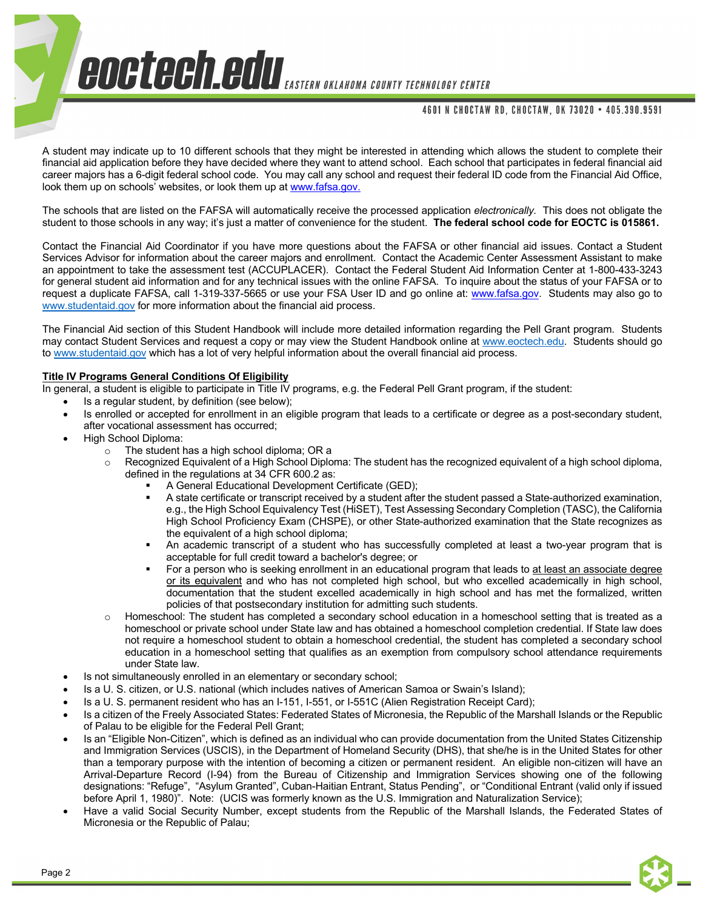A student may indicate up to 10 different schools that they might be interested in attending which allows the student to complete their financial aid application before they have decided where they want to attend school. Each school that participates in federal financial aid career majors has a 6-digit federal school code. You may call any school and request their federal ID code from the Financial Aid Office, look them up on schools' websites, or look them up at www.fafsa.gov.

The schools that are listed on the FAFSA will automatically receive the processed application *electronically*. This does not obligate the student to those schools in any way; it's just a matter of convenience for the student. **The federal school code for EOCTC is 015861.**

Contact the Financial Aid Coordinator if you have more questions about the FAFSA or other financial aid issues. Contact a Student Services Advisor for information about the career majors and enrollment. Contact the Academic Center Assessment Assistant to make an appointment to take the assessment test (ACCUPLACER). Contact the Federal Student Aid Information Center at 1-800-433-3243 for general student aid information and for any technical issues with the online FAFSA. To inquire about the status of your FAFSA or to request a duplicate FAFSA, call 1-319-337-5665 or use your FSA User ID and go online at: www.fafsa.gov. Students may also go to www.studentaid.gov for more information about the financial aid process.

The Financial Aid section of this Student Handbook will include more detailed information regarding the Pell Grant program. Students may contact Student Services and request a copy or may view the Student Handbook online at www.eoctech.edu. Students should go to www.studentaid.gov which has a lot of very helpful information about the overall financial aid process.

**Title IV Programs General Conditions Of Eligibility**

In general, a student is eligible to participate in Title IV programs, e.g. the Federal Pell Grant program, if the student:

- Is a regular student, by definition (see below);
- Is enrolled or accepted for enrollment in an eligible program that leads to a certificate or degree as a post-secondary student, after vocational assessment has occurred;
- High School Diploma:
  - The student has a high school diploma; OR a
  - Recognized Equivalent of a High School Diploma: The student has the recognized equivalent of a high school diploma, defined in the regulations at 34 CFR 600.2 as:
    - A General Educational Development Certificate (GED);
    - A state certificate or transcript received by a student after the student passed a State-authorized examination, e.g., the High School Equivalency Test (HiSET), Test Assessing Secondary Completion (TASC), the California High School Proficiency Exam (CHSPE), or other State-authorized examination that the State recognizes as the equivalent of a high school diploma;
    - An academic transcript of a student who has successfully completed at least a two-year program that is acceptable for full credit toward a bachelor's degree; or
    - For a person who is seeking enrollment in an educational program that leads to at least an associate degree or its equivalent and who has not completed high school, but who excelled academically in high school, documentation that the student excelled academically in high school and has met the formalized, written policies of that postsecondary institution for admitting such students.
  - Homeschool: The student has completed a secondary school education in a homeschool setting that is treated as a homeschool or private school under State law and has obtained a homeschool completion credential. If State law does not require a homeschool student to obtain a homeschool credential, the student has completed a secondary school education in a homeschool setting that qualifies as an exemption from compulsory school attendance requirements under State law.
- Is not simultaneously enrolled in an elementary or secondary school;
- Is a U. S. citizen, or U.S. national (which includes natives of American Samoa or Swain's Island);
- Is a U. S. permanent resident who has an I-151, I-551, or I-551C (Alien Registration Receipt Card);
- Is a citizen of the Freely Associated States: Federated States of Micronesia, the Republic of the Marshall Islands or the Republic of Palau to be eligible for the Federal Pell Grant;
- Is an "Eligible Non-Citizen", which is defined as an individual who can provide documentation from the United States Citizenship and Immigration Services (USCIS), in the Department of Homeland Security (DHS), that she/he is in the United States for other than a temporary purpose with the intention of becoming a citizen or permanent resident. An eligible non-citizen will have an Arrival-Departure Record (I-94) from the Bureau of Citizenship and Immigration Services showing one of the following designations: "Refuge", "Asylum Granted", Cuban-Haitian Entrant, Status Pending", or "Conditional Entrant (valid only if issued before April 1, 1980)". Note: (UCIS was formerly known as the U.S. Immigration and Naturalization Service);
- Have a valid Social Security Number, except students from the Republic of the Marshall Islands, the Federated States of Micronesia or the Republic of Palau;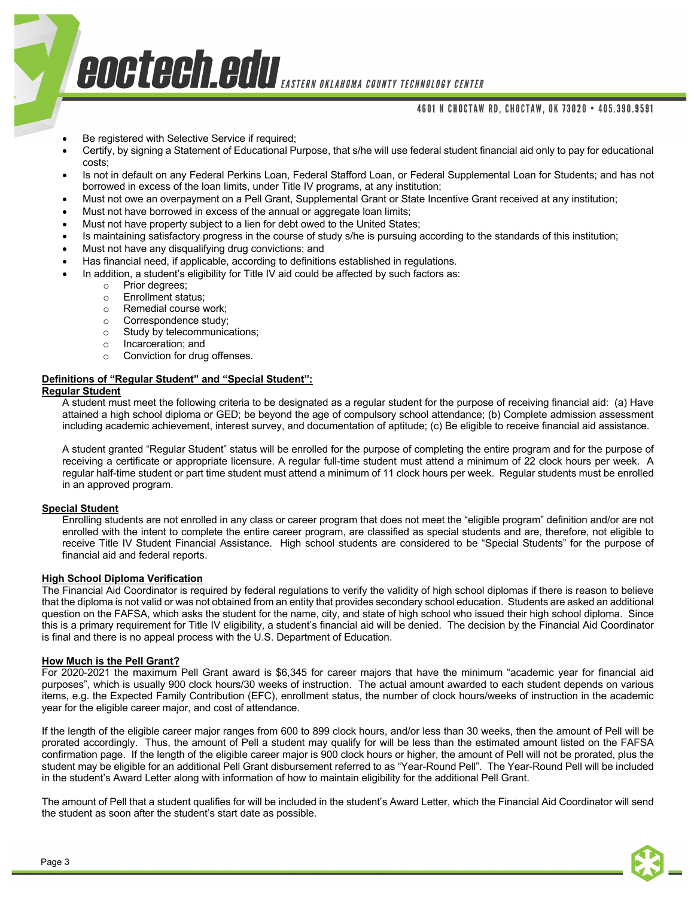- Be registered with Selective Service if required;
- Certify, by signing a Statement of Educational Purpose, that s/he will use federal student financial aid only to pay for educational costs;
- Is not in default on any Federal Perkins Loan, Federal Stafford Loan, or Federal Supplemental Loan for Students; and has not borrowed in excess of the loan limits, under Title IV programs, at any institution;
- Must not owe an overpayment on a Pell Grant, Supplemental Grant or State Incentive Grant received at any institution;
- Must not have borrowed in excess of the annual or aggregate loan limits;
- Must not have property subject to a lien for debt owed to the United States;
- Is maintaining satisfactory progress in the course of study s/he is pursuing according to the standards of this institution;
- Must not have any disqualifying drug convictions; and
- Has financial need, if applicable, according to definitions established in regulations.
- In addition, a student's eligibility for Title IV aid could be affected by such factors as:
    - Prior degrees;
    - Enrollment status;
    - Remedial course work;
    - Correspondence study;
    - Study by telecommunications;
    - Incarceration; and
    - Conviction for drug offenses.

**Definitions of "Regular Student" and "Special Student":**

**Regular Student**

A student must meet the following criteria to be designated as a regular student for the purpose of receiving financial aid: (a) Have attained a high school diploma or GED; be beyond the age of compulsory school attendance; (b) Complete admission assessment including academic achievement, interest survey, and documentation of aptitude; (c) Be eligible to receive financial aid assistance.

A student granted "Regular Student" status will be enrolled for the purpose of completing the entire program and for the purpose of receiving a certificate or appropriate licensure. A regular full-time student must attend a minimum of 22 clock hours per week. A regular half-time student or part time student must attend a minimum of 11 clock hours per week. Regular students must be enrolled in an approved program.

**Special Student**

Enrolling students are not enrolled in any class or career program that does not meet the "eligible program" definition and/or are not enrolled with the intent to complete the entire career program, are classified as special students and are, therefore, not eligible to receive Title IV Student Financial Assistance. High school students are considered to be "Special Students" for the purpose of financial aid and federal reports.

**High School Diploma Verification**

The Financial Aid Coordinator is required by federal regulations to verify the validity of high school diplomas if there is reason to believe that the diploma is not valid or was not obtained from an entity that provides secondary school education. Students are asked an additional question on the FAFSA, which asks the student for the name, city, and state of high school who issued their high school diploma. Since this is a primary requirement for Title IV eligibility, a student's financial aid will be denied. The decision by the Financial Aid Coordinator is final and there is no appeal process with the U.S. Department of Education.

**How Much is the Pell Grant?**

For 2020-2021 the maximum Pell Grant award is $6,345 for career majors that have the minimum "academic year for financial aid purposes", which is usually 900 clock hours/30 weeks of instruction. The actual amount awarded to each student depends on various items, e.g. the Expected Family Contribution (EFC), enrollment status, the number of clock hours/weeks of instruction in the academic year for the eligible career major, and cost of attendance.

If the length of the eligible career major ranges from 600 to 899 clock hours, and/or less than 30 weeks, then the amount of Pell will be prorated accordingly. Thus, the amount of Pell a student may qualify for will be less than the estimated amount listed on the FAFSA confirmation page. If the length of the eligible career major is 900 clock hours or higher, the amount of Pell will not be prorated, plus the student may be eligible for an additional Pell Grant disbursement referred to as "Year-Round Pell". The Year-Round Pell will be included in the student's Award Letter along with information of how to maintain eligibility for the additional Pell Grant.

The amount of Pell that a student qualifies for will be included in the student's Award Letter, which the Financial Aid Coordinator will send the student as soon after the student's start date as possible.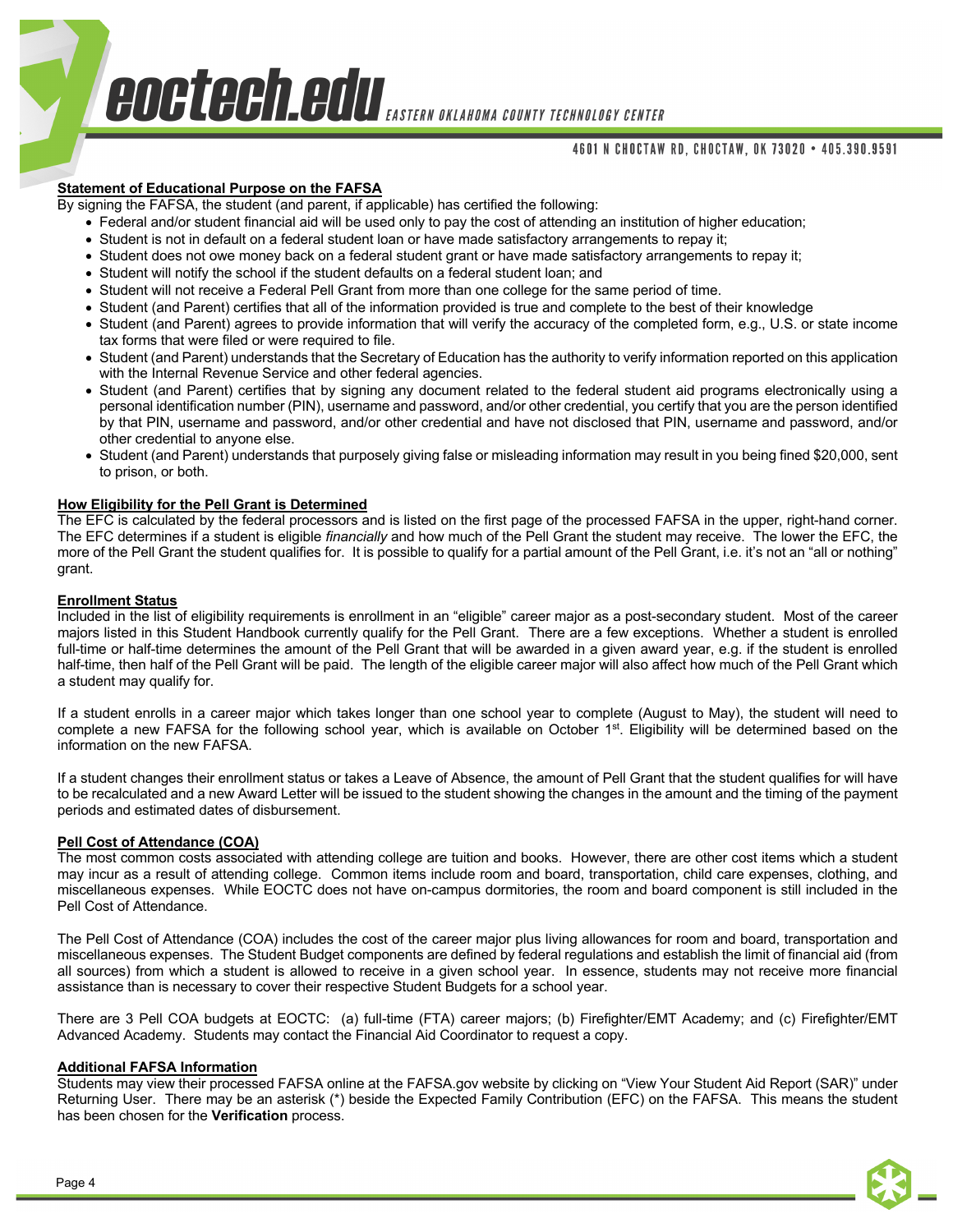## Statement of Educational Purpose on the FAFSA

By signing the FAFSA, the student (and parent, if applicable) has certified the following:

- Federal and/or student financial aid will be used only to pay the cost of attending an institution of higher education;
- Student is not in default on a federal student loan or have made satisfactory arrangements to repay it;
- Student does not owe money back on a federal student grant or have made satisfactory arrangements to repay it;
- Student will notify the school if the student defaults on a federal student loan; and
- Student will not receive a Federal Pell Grant from more than one college for the same period of time.
- Student (and Parent) certifies that all of the information provided is true and complete to the best of their knowledge
- Student (and Parent) agrees to provide information that will verify the accuracy of the completed form, e.g., U.S. or state income tax forms that were filed or were required to file.
- Student (and Parent) understands that the Secretary of Education has the authority to verify information reported on this application with the Internal Revenue Service and other federal agencies.
- Student (and Parent) certifies that by signing any document related to the federal student aid programs electronically using a personal identification number (PIN), username and password, and/or other credential, you certify that you are the person identified by that PIN, username and password, and/or other credential and have not disclosed that PIN, username and password, and/or other credential to anyone else.
- Student (and Parent) understands that purposely giving false or misleading information may result in you being fined $20,000, sent to prison, or both.

## How Eligibility for the Pell Grant is Determined

The EFC is calculated by the federal processors and is listed on the first page of the processed FAFSA in the upper, right-hand corner. The EFC determines if a student is eligible *financially* and how much of the Pell Grant the student may receive. The lower the EFC, the more of the Pell Grant the student qualifies for. It is possible to qualify for a partial amount of the Pell Grant, i.e. it's not an "all or nothing" grant.

## Enrollment Status

Included in the list of eligibility requirements is enrollment in an "eligible" career major as a post-secondary student. Most of the career majors listed in this Student Handbook currently qualify for the Pell Grant. There are a few exceptions. Whether a student is enrolled full-time or half-time determines the amount of the Pell Grant that will be awarded in a given award year, e.g. if the student is enrolled half-time, then half of the Pell Grant will be paid. The length of the eligible career major will also affect how much of the Pell Grant which a student may qualify for.

If a student enrolls in a career major which takes longer than one school year to complete (August to May), the student will need to complete a new FAFSA for the following school year, which is available on October 1st. Eligibility will be determined based on the information on the new FAFSA.

If a student changes their enrollment status or takes a Leave of Absence, the amount of Pell Grant that the student qualifies for will have to be recalculated and a new Award Letter will be issued to the student showing the changes in the amount and the timing of the payment periods and estimated dates of disbursement.

## Pell Cost of Attendance (COA)

The most common costs associated with attending college are tuition and books. However, there are other cost items which a student may incur as a result of attending college. Common items include room and board, transportation, child care expenses, clothing, and miscellaneous expenses. While EOCTC does not have on-campus dormitories, the room and board component is still included in the Pell Cost of Attendance.

The Pell Cost of Attendance (COA) includes the cost of the career major plus living allowances for room and board, transportation and miscellaneous expenses. The Student Budget components are defined by federal regulations and establish the limit of financial aid (from all sources) from which a student is allowed to receive in a given school year. In essence, students may not receive more financial assistance than is necessary to cover their respective Student Budgets for a school year.

There are 3 Pell COA budgets at EOCTC: (a) full-time (FTA) career majors; (b) Firefighter/EMT Academy; and (c) Firefighter/EMT Advanced Academy. Students may contact the Financial Aid Coordinator to request a copy.

## Additional FAFSA Information

Students may view their processed FAFSA online at the FAFSA.gov website by clicking on "View Your Student Aid Report (SAR)" under Returning User. There may be an asterisk (*) beside the Expected Family Contribution (EFC) on the FAFSA. This means the student has been chosen for the **Verification** process.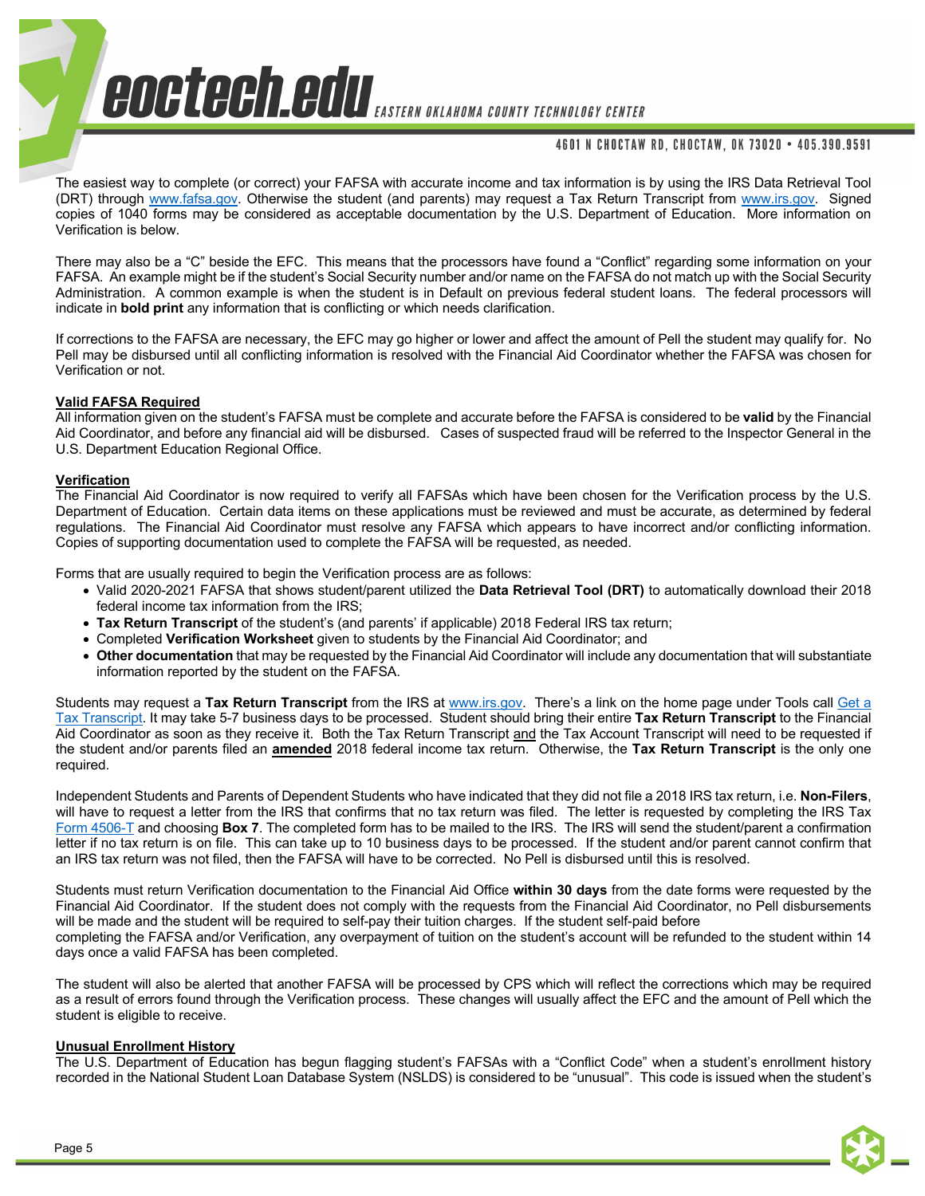The easiest way to complete (or correct) your FAFSA with accurate income and tax information is by using the IRS Data Retrieval Tool (DRT) through www.fafsa.gov. Otherwise the student (and parents) may request a Tax Return Transcript from www.irs.gov. Signed copies of 1040 forms may be considered as acceptable documentation by the U.S. Department of Education. More information on Verification is below.

There may also be a "C" beside the EFC. This means that the processors have found a "Conflict" regarding some information on your FAFSA. An example might be if the student's Social Security number and/or name on the FAFSA do not match up with the Social Security Administration. A common example is when the student is in Default on previous federal student loans. The federal processors will indicate in **bold print** any information that is conflicting or which needs clarification.

If corrections to the FAFSA are necessary, the EFC may go higher or lower and affect the amount of Pell the student may qualify for. No Pell may be disbursed until all conflicting information is resolved with the Financial Aid Coordinator whether the FAFSA was chosen for Verification or not.

**Valid FAFSA Required**

All information given on the student's FAFSA must be complete and accurate before the FAFSA is considered to be **valid** by the Financial Aid Coordinator, and before any financial aid will be disbursed. Cases of suspected fraud will be referred to the Inspector General in the U.S. Department Education Regional Office.

**Verification**

The Financial Aid Coordinator is now required to verify all FAFSAs which have been chosen for the Verification process by the U.S. Department of Education. Certain data items on these applications must be reviewed and must be accurate, as determined by federal regulations. The Financial Aid Coordinator must resolve any FAFSA which appears to have incorrect and/or conflicting information. Copies of supporting documentation used to complete the FAFSA will be requested, as needed.

Forms that are usually required to begin the Verification process are as follows:

- Valid 2020-2021 FAFSA that shows student/parent utilized the **Data Retrieval Tool (DRT)** to automatically download their 2018 federal income tax information from the IRS;
- **Tax Return Transcript** of the student's (and parents' if applicable) 2018 Federal IRS tax return;
- Completed **Verification Worksheet** given to students by the Financial Aid Coordinator; and
- **Other documentation** that may be requested by the Financial Aid Coordinator will include any documentation that will substantiate information reported by the student on the FAFSA.

Students may request a **Tax Return Transcript** from the IRS at www.irs.gov. There's a link on the home page under Tools call Get a Tax Transcript. It may take 5-7 business days to be processed. Student should bring their entire **Tax Return Transcript** to the Financial Aid Coordinator as soon as they receive it. Both the Tax Return Transcript and the Tax Account Transcript will need to be requested if the student and/or parents filed an **amended** 2018 federal income tax return. Otherwise, the **Tax Return Transcript** is the only one required.

Independent Students and Parents of Dependent Students who have indicated that they did not file a 2018 IRS tax return, i.e. **Non-Filers**, will have to request a letter from the IRS that confirms that no tax return was filed. The letter is requested by completing the IRS Tax Form 4506-T and choosing **Box 7**. The completed form has to be mailed to the IRS. The IRS will send the student/parent a confirmation letter if no tax return is on file. This can take up to 10 business days to be processed. If the student and/or parent cannot confirm that an IRS tax return was not filed, then the FAFSA will have to be corrected. No Pell is disbursed until this is resolved.

Students must return Verification documentation to the Financial Aid Office **within 30 days** from the date forms were requested by the Financial Aid Coordinator. If the student does not comply with the requests from the Financial Aid Coordinator, no Pell disbursements will be made and the student will be required to self-pay their tuition charges. If the student self-paid before completing the FAFSA and/or Verification, any overpayment of tuition on the student's account will be refunded to the student within 14 days once a valid FAFSA has been completed.

The student will also be alerted that another FAFSA will be processed by CPS which will reflect the corrections which may be required as a result of errors found through the Verification process. These changes will usually affect the EFC and the amount of Pell which the student is eligible to receive.

**Unusual Enrollment History**

The U.S. Department of Education has begun flagging student's FAFSAs with a "Conflict Code" when a student's enrollment history recorded in the National Student Loan Database System (NSLDS) is considered to be "unusual". This code is issued when the student's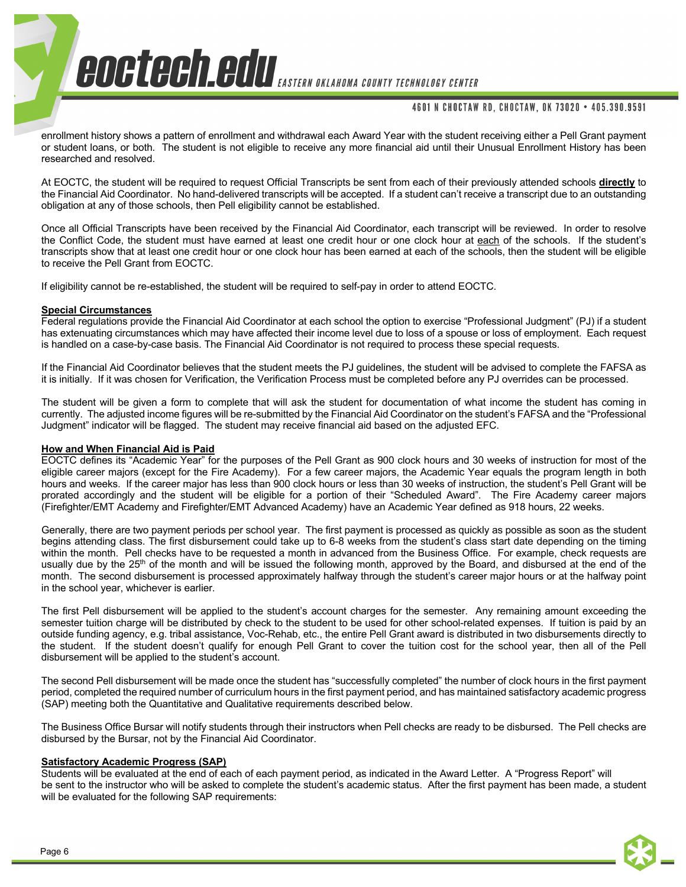enrollment history shows a pattern of enrollment and withdrawal each Award Year with the student receiving either a Pell Grant payment or student loans, or both. The student is not eligible to receive any more financial aid until their Unusual Enrollment History has been researched and resolved.

At EOCTC, the student will be required to request Official Transcripts be sent from each of their previously attended schools **directly** to the Financial Aid Coordinator. No hand-delivered transcripts will be accepted. If a student can't receive a transcript due to an outstanding obligation at any of those schools, then Pell eligibility cannot be established.

Once all Official Transcripts have been received by the Financial Aid Coordinator, each transcript will be reviewed. In order to resolve the Conflict Code, the student must have earned at least one credit hour or one clock hour at each of the schools. If the student's transcripts show that at least one credit hour or one clock hour has been earned at each of the schools, then the student will be eligible to receive the Pell Grant from EOCTC.

If eligibility cannot be re-established, the student will be required to self-pay in order to attend EOCTC.

**Special Circumstances**

Federal regulations provide the Financial Aid Coordinator at each school the option to exercise "Professional Judgment" (PJ) if a student has extenuating circumstances which may have affected their income level due to loss of a spouse or loss of employment. Each request is handled on a case-by-case basis. The Financial Aid Coordinator is not required to process these special requests.

If the Financial Aid Coordinator believes that the student meets the PJ guidelines, the student will be advised to complete the FAFSA as it is initially. If it was chosen for Verification, the Verification Process must be completed before any PJ overrides can be processed.

The student will be given a form to complete that will ask the student for documentation of what income the student has coming in currently. The adjusted income figures will be re-submitted by the Financial Aid Coordinator on the student's FAFSA and the "Professional Judgment" indicator will be flagged. The student may receive financial aid based on the adjusted EFC.

**How and When Financial Aid is Paid**

EOCTC defines its "Academic Year" for the purposes of the Pell Grant as 900 clock hours and 30 weeks of instruction for most of the eligible career majors (except for the Fire Academy). For a few career majors, the Academic Year equals the program length in both hours and weeks. If the career major has less than 900 clock hours or less than 30 weeks of instruction, the student's Pell Grant will be prorated accordingly and the student will be eligible for a portion of their "Scheduled Award". The Fire Academy career majors (Firefighter/EMT Academy and Firefighter/EMT Advanced Academy) have an Academic Year defined as 918 hours, 22 weeks.

Generally, there are two payment periods per school year. The first payment is processed as quickly as possible as soon as the student begins attending class. The first disbursement could take up to 6-8 weeks from the student's class start date depending on the timing within the month. Pell checks have to be requested a month in advanced from the Business Office. For example, check requests are usually due by the 25th of the month and will be issued the following month, approved by the Board, and disbursed at the end of the month. The second disbursement is processed approximately halfway through the student's career major hours or at the halfway point in the school year, whichever is earlier.

The first Pell disbursement will be applied to the student's account charges for the semester. Any remaining amount exceeding the semester tuition charge will be distributed by check to the student to be used for other school-related expenses. If tuition is paid by an outside funding agency, e.g. tribal assistance, Voc-Rehab, etc., the entire Pell Grant award is distributed in two disbursements directly to the student. If the student doesn't qualify for enough Pell Grant to cover the tuition cost for the school year, then all of the Pell disbursement will be applied to the student's account.

The second Pell disbursement will be made once the student has "successfully completed" the number of clock hours in the first payment period, completed the required number of curriculum hours in the first payment period, and has maintained satisfactory academic progress (SAP) meeting both the Quantitative and Qualitative requirements described below.

The Business Office Bursar will notify students through their instructors when Pell checks are ready to be disbursed. The Pell checks are disbursed by the Bursar, not by the Financial Aid Coordinator.

**Satisfactory Academic Progress (SAP)**

Students will be evaluated at the end of each of each payment period, as indicated in the Award Letter. A "Progress Report" will be sent to the instructor who will be asked to complete the student's academic status. After the first payment has been made, a student will be evaluated for the following SAP requirements: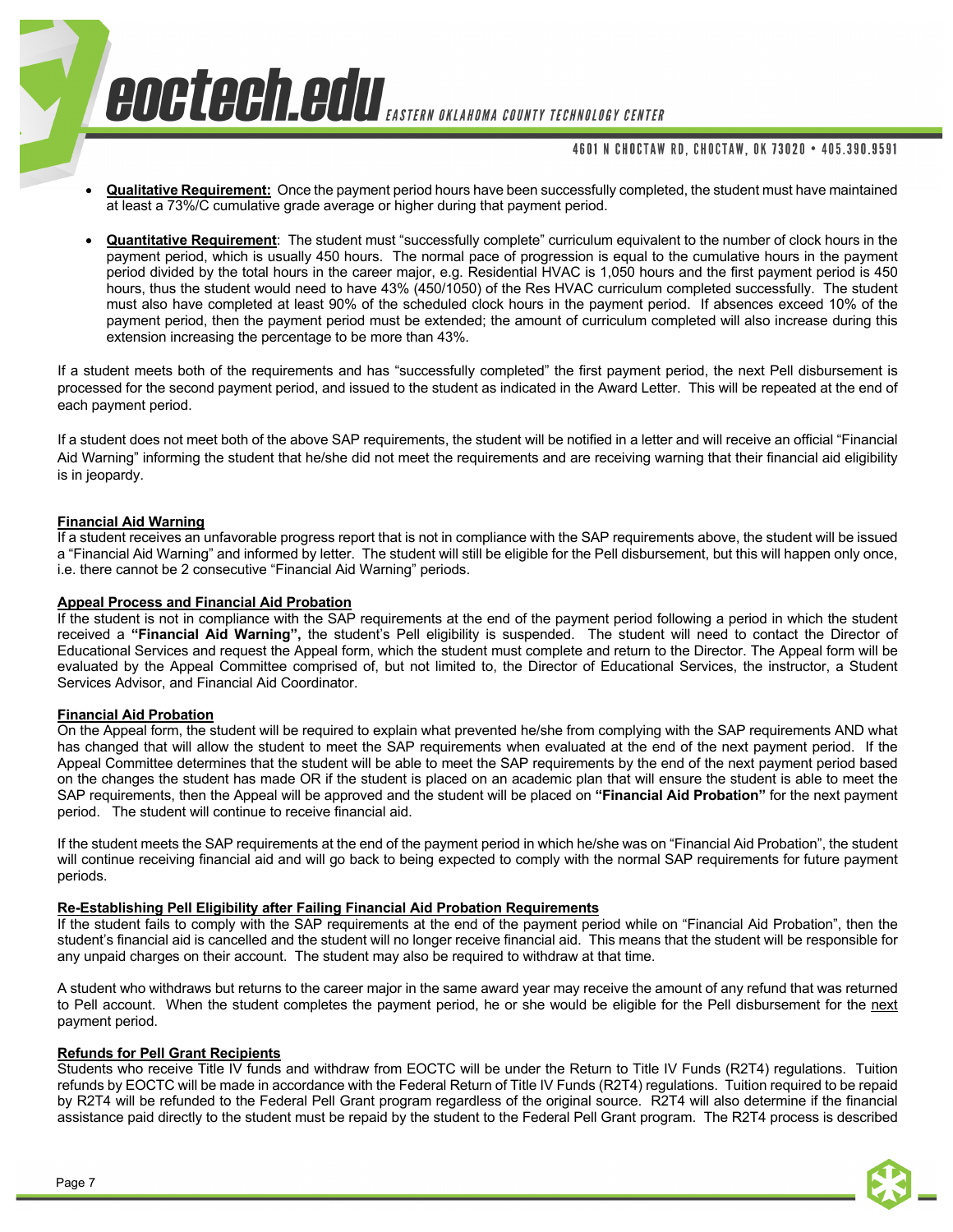- **Qualitative Requirement:** Once the payment period hours have been successfully completed, the student must have maintained at least a 73%/C cumulative grade average or higher during that payment period.

- **Quantitative Requirement**: The student must "successfully complete" curriculum equivalent to the number of clock hours in the payment period, which is usually 450 hours. The normal pace of progression is equal to the cumulative hours in the payment period divided by the total hours in the career major, e.g. Residential HVAC is 1,050 hours and the first payment period is 450 hours, thus the student would need to have 43% (450/1050) of the Res HVAC curriculum completed successfully. The student must also have completed at least 90% of the scheduled clock hours in the payment period. If absences exceed 10% of the payment period, then the payment period must be extended; the amount of curriculum completed will also increase during this extension increasing the percentage to be more than 43%.

If a student meets both of the requirements and has "successfully completed" the first payment period, the next Pell disbursement is processed for the second payment period, and issued to the student as indicated in the Award Letter. This will be repeated at the end of each payment period.

If a student does not meet both of the above SAP requirements, the student will be notified in a letter and will receive an official "Financial Aid Warning" informing the student that he/she did not meet the requirements and are receiving warning that their financial aid eligibility is in jeopardy.

**Financial Aid Warning**

If a student receives an unfavorable progress report that is not in compliance with the SAP requirements above, the student will be issued a "Financial Aid Warning" and informed by letter. The student will still be eligible for the Pell disbursement, but this will happen only once, i.e. there cannot be 2 consecutive "Financial Aid Warning" periods.

**Appeal Process and Financial Aid Probation**

If the student is not in compliance with the SAP requirements at the end of the payment period following a period in which the student received a **"Financial Aid Warning",** the student's Pell eligibility is suspended. The student will need to contact the Director of Educational Services and request the Appeal form, which the student must complete and return to the Director. The Appeal form will be evaluated by the Appeal Committee comprised of, but not limited to, the Director of Educational Services, the instructor, a Student Services Advisor, and Financial Aid Coordinator.

**Financial Aid Probation**

On the Appeal form, the student will be required to explain what prevented he/she from complying with the SAP requirements AND what has changed that will allow the student to meet the SAP requirements when evaluated at the end of the next payment period. If the Appeal Committee determines that the student will be able to meet the SAP requirements by the end of the next payment period based on the changes the student has made OR if the student is placed on an academic plan that will ensure the student is able to meet the SAP requirements, then the Appeal will be approved and the student will be placed on **"Financial Aid Probation"** for the next payment period. The student will continue to receive financial aid.

If the student meets the SAP requirements at the end of the payment period in which he/she was on "Financial Aid Probation", the student will continue receiving financial aid and will go back to being expected to comply with the normal SAP requirements for future payment periods.

**Re-Establishing Pell Eligibility after Failing Financial Aid Probation Requirements**

If the student fails to comply with the SAP requirements at the end of the payment period while on "Financial Aid Probation", then the student's financial aid is cancelled and the student will no longer receive financial aid. This means that the student will be responsible for any unpaid charges on their account. The student may also be required to withdraw at that time.

A student who withdraws but returns to the career major in the same award year may receive the amount of any refund that was returned to Pell account. When the student completes the payment period, he or she would be eligible for the Pell disbursement for the next payment period.

**Refunds for Pell Grant Recipients**

Students who receive Title IV funds and withdraw from EOCTC will be under the Return to Title IV Funds (R2T4) regulations. Tuition refunds by EOCTC will be made in accordance with the Federal Return of Title IV Funds (R2T4) regulations. Tuition required to be repaid by R2T4 will be refunded to the Federal Pell Grant program regardless of the original source. R2T4 will also determine if the financial assistance paid directly to the student must be repaid by the student to the Federal Pell Grant program. The R2T4 process is described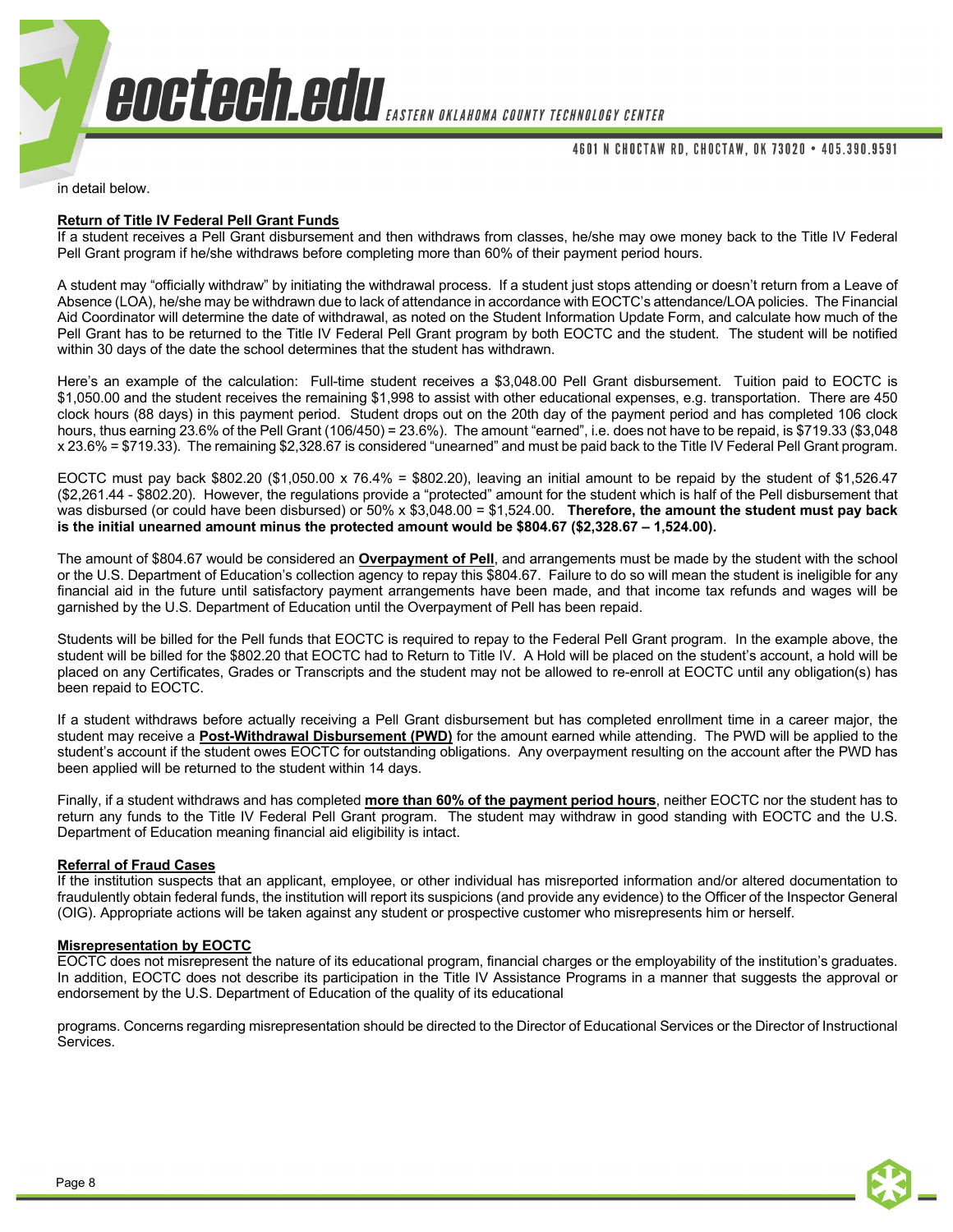in detail below.

**Return of Title IV Federal Pell Grant Funds**

If a student receives a Pell Grant disbursement and then withdraws from classes, he/she may owe money back to the Title IV Federal Pell Grant program if he/she withdraws before completing more than 60% of their payment period hours.

A student may "officially withdraw" by initiating the withdrawal process. If a student just stops attending or doesn't return from a Leave of Absence (LOA), he/she may be withdrawn due to lack of attendance in accordance with EOCTC's attendance/LOA policies. The Financial Aid Coordinator will determine the date of withdrawal, as noted on the Student Information Update Form, and calculate how much of the Pell Grant has to be returned to the Title IV Federal Pell Grant program by both EOCTC and the student. The student will be notified within 30 days of the date the school determines that the student has withdrawn.

Here's an example of the calculation: Full-time student receives a $3,048.00 Pell Grant disbursement. Tuition paid to EOCTC is $1,050.00 and the student receives the remaining $1,998 to assist with other educational expenses, e.g. transportation. There are 450 clock hours (88 days) in this payment period. Student drops out on the 20th day of the payment period and has completed 106 clock hours, thus earning 23.6% of the Pell Grant (106/450) = 23.6%). The amount "earned", i.e. does not have to be repaid, is $719.33 ($3,048 x 23.6% = $719.33). The remaining $2,328.67 is considered "unearned" and must be paid back to the Title IV Federal Pell Grant program.

EOCTC must pay back $802.20 ($1,050.00 x 76.4% = $802.20), leaving an initial amount to be repaid by the student of $1,526.47 ($2,261.44 - $802.20). However, the regulations provide a "protected" amount for the student which is half of the Pell disbursement that was disbursed (or could have been disbursed) or 50% x $3,048.00 = $1,524.00. **Therefore, the amount the student must pay back is the initial unearned amount minus the protected amount would be $804.67 ($2,328.67 – 1,524.00).**

The amount of $804.67 would be considered an **Overpayment of Pell**, and arrangements must be made by the student with the school or the U.S. Department of Education's collection agency to repay this $804.67. Failure to do so will mean the student is ineligible for any financial aid in the future until satisfactory payment arrangements have been made, and that income tax refunds and wages will be garnished by the U.S. Department of Education until the Overpayment of Pell has been repaid.

Students will be billed for the Pell funds that EOCTC is required to repay to the Federal Pell Grant program. In the example above, the student will be billed for the $802.20 that EOCTC had to Return to Title IV. A Hold will be placed on the student's account, a hold will be placed on any Certificates, Grades or Transcripts and the student may not be allowed to re-enroll at EOCTC until any obligation(s) has been repaid to EOCTC.

If a student withdraws before actually receiving a Pell Grant disbursement but has completed enrollment time in a career major, the student may receive a **Post-Withdrawal Disbursement (PWD)** for the amount earned while attending. The PWD will be applied to the student's account if the student owes EOCTC for outstanding obligations. Any overpayment resulting on the account after the PWD has been applied will be returned to the student within 14 days.

Finally, if a student withdraws and has completed **more than 60% of the payment period hours**, neither EOCTC nor the student has to return any funds to the Title IV Federal Pell Grant program. The student may withdraw in good standing with EOCTC and the U.S. Department of Education meaning financial aid eligibility is intact.

**Referral of Fraud Cases**

If the institution suspects that an applicant, employee, or other individual has misreported information and/or altered documentation to fraudulently obtain federal funds, the institution will report its suspicions (and provide any evidence) to the Officer of the Inspector General (OIG). Appropriate actions will be taken against any student or prospective customer who misrepresents him or herself.

**Misrepresentation by EOCTC**

EOCTC does not misrepresent the nature of its educational program, financial charges or the employability of the institution's graduates. In addition, EOCTC does not describe its participation in the Title IV Assistance Programs in a manner that suggests the approval or endorsement by the U.S. Department of Education of the quality of its educational

programs. Concerns regarding misrepresentation should be directed to the Director of Educational Services or the Director of Instructional Services.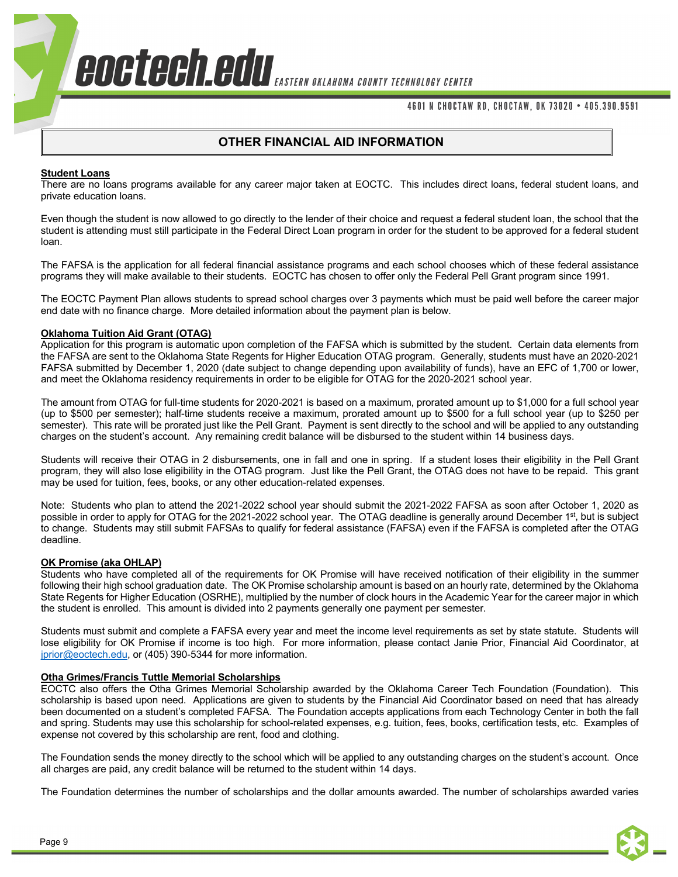## OTHER FINANCIAL AID INFORMATION

**Student Loans**

There are no loans programs available for any career major taken at EOCTC. This includes direct loans, federal student loans, and private education loans.

Even though the student is now allowed to go directly to the lender of their choice and request a federal student loan, the school that the student is attending must still participate in the Federal Direct Loan program in order for the student to be approved for a federal student loan.

The FAFSA is the application for all federal financial assistance programs and each school chooses which of these federal assistance programs they will make available to their students. EOCTC has chosen to offer only the Federal Pell Grant program since 1991.

The EOCTC Payment Plan allows students to spread school charges over 3 payments which must be paid well before the career major end date with no finance charge. More detailed information about the payment plan is below.

**Oklahoma Tuition Aid Grant (OTAG)**

Application for this program is automatic upon completion of the FAFSA which is submitted by the student. Certain data elements from the FAFSA are sent to the Oklahoma State Regents for Higher Education OTAG program. Generally, students must have an 2020-2021 FAFSA submitted by December 1, 2020 (date subject to change depending upon availability of funds), have an EFC of 1,700 or lower, and meet the Oklahoma residency requirements in order to be eligible for OTAG for the 2020-2021 school year.

The amount from OTAG for full-time students for 2020-2021 is based on a maximum, prorated amount up to $1,000 for a full school year (up to $500 per semester); half-time students receive a maximum, prorated amount up to $500 for a full school year (up to $250 per semester). This rate will be prorated just like the Pell Grant. Payment is sent directly to the school and will be applied to any outstanding charges on the student's account. Any remaining credit balance will be disbursed to the student within 14 business days.

Students will receive their OTAG in 2 disbursements, one in fall and one in spring. If a student loses their eligibility in the Pell Grant program, they will also lose eligibility in the OTAG program. Just like the Pell Grant, the OTAG does not have to be repaid. This grant may be used for tuition, fees, books, or any other education-related expenses.

Note: Students who plan to attend the 2021-2022 school year should submit the 2021-2022 FAFSA as soon after October 1, 2020 as possible in order to apply for OTAG for the 2021-2022 school year. The OTAG deadline is generally around December 1st, but is subject to change. Students may still submit FAFSAs to qualify for federal assistance (FAFSA) even if the FAFSA is completed after the OTAG deadline.

**OK Promise (aka OHLAP)**

Students who have completed all of the requirements for OK Promise will have received notification of their eligibility in the summer following their high school graduation date. The OK Promise scholarship amount is based on an hourly rate, determined by the Oklahoma State Regents for Higher Education (OSRHE), multiplied by the number of clock hours in the Academic Year for the career major in which the student is enrolled. This amount is divided into 2 payments generally one payment per semester.

Students must submit and complete a FAFSA every year and meet the income level requirements as set by state statute. Students will lose eligibility for OK Promise if income is too high. For more information, please contact Janie Prior, Financial Aid Coordinator, at jprior@eoctech.edu, or (405) 390-5344 for more information.

**Otha Grimes/Francis Tuttle Memorial Scholarships**

EOCTC also offers the Otha Grimes Memorial Scholarship awarded by the Oklahoma Career Tech Foundation (Foundation). This scholarship is based upon need. Applications are given to students by the Financial Aid Coordinator based on need that has already been documented on a student's completed FAFSA. The Foundation accepts applications from each Technology Center in both the fall and spring. Students may use this scholarship for school-related expenses, e.g. tuition, fees, books, certification tests, etc. Examples of expense not covered by this scholarship are rent, food and clothing.

The Foundation sends the money directly to the school which will be applied to any outstanding charges on the student's account. Once all charges are paid, any credit balance will be returned to the student within 14 days.

The Foundation determines the number of scholarships and the dollar amounts awarded. The number of scholarships awarded varies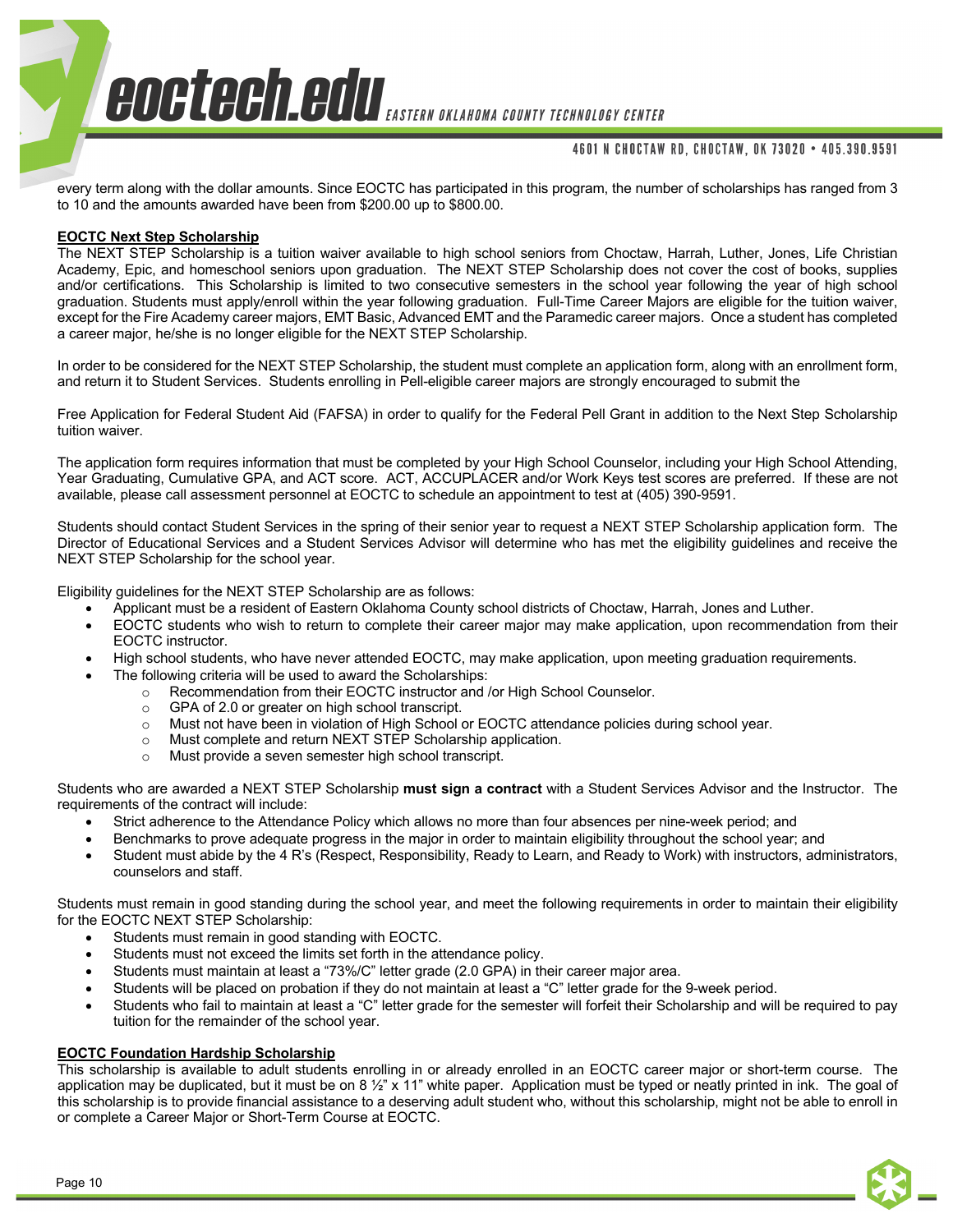every term along with the dollar amounts. Since EOCTC has participated in this program, the number of scholarships has ranged from 3 to 10 and the amounts awarded have been from $200.00 up to $800.00.

**EOCTC Next Step Scholarship**

The NEXT STEP Scholarship is a tuition waiver available to high school seniors from Choctaw, Harrah, Luther, Jones, Life Christian Academy, Epic, and homeschool seniors upon graduation. The NEXT STEP Scholarship does not cover the cost of books, supplies and/or certifications. This Scholarship is limited to two consecutive semesters in the school year following the year of high school graduation. Students must apply/enroll within the year following graduation. Full-Time Career Majors are eligible for the tuition waiver, except for the Fire Academy career majors, EMT Basic, Advanced EMT and the Paramedic career majors. Once a student has completed a career major, he/she is no longer eligible for the NEXT STEP Scholarship.

In order to be considered for the NEXT STEP Scholarship, the student must complete an application form, along with an enrollment form, and return it to Student Services. Students enrolling in Pell-eligible career majors are strongly encouraged to submit the

Free Application for Federal Student Aid (FAFSA) in order to qualify for the Federal Pell Grant in addition to the Next Step Scholarship tuition waiver.

The application form requires information that must be completed by your High School Counselor, including your High School Attending, Year Graduating, Cumulative GPA, and ACT score. ACT, ACCUPLACER and/or Work Keys test scores are preferred. If these are not available, please call assessment personnel at EOCTC to schedule an appointment to test at (405) 390-9591.

Students should contact Student Services in the spring of their senior year to request a NEXT STEP Scholarship application form. The Director of Educational Services and a Student Services Advisor will determine who has met the eligibility guidelines and receive the NEXT STEP Scholarship for the school year.

Eligibility guidelines for the NEXT STEP Scholarship are as follows:

- Applicant must be a resident of Eastern Oklahoma County school districts of Choctaw, Harrah, Jones and Luther.
- EOCTC students who wish to return to complete their career major may make application, upon recommendation from their EOCTC instructor.
- High school students, who have never attended EOCTC, may make application, upon meeting graduation requirements.
- The following criteria will be used to award the Scholarships:
  - Recommendation from their EOCTC instructor and /or High School Counselor.
  - GPA of 2.0 or greater on high school transcript.
  - Must not have been in violation of High School or EOCTC attendance policies during school year.
  - Must complete and return NEXT STEP Scholarship application.
  - Must provide a seven semester high school transcript.

Students who are awarded a NEXT STEP Scholarship **must sign a contract** with a Student Services Advisor and the Instructor. The requirements of the contract will include:

- Strict adherence to the Attendance Policy which allows no more than four absences per nine-week period; and
- Benchmarks to prove adequate progress in the major in order to maintain eligibility throughout the school year; and
- Student must abide by the 4 R's (Respect, Responsibility, Ready to Learn, and Ready to Work) with instructors, administrators, counselors and staff.

Students must remain in good standing during the school year, and meet the following requirements in order to maintain their eligibility for the EOCTC NEXT STEP Scholarship:

- Students must remain in good standing with EOCTC.
- Students must not exceed the limits set forth in the attendance policy.
- Students must maintain at least a "73%/C" letter grade (2.0 GPA) in their career major area.
- Students will be placed on probation if they do not maintain at least a "C" letter grade for the 9-week period.
- Students who fail to maintain at least a "C" letter grade for the semester will forfeit their Scholarship and will be required to pay tuition for the remainder of the school year.

**EOCTC Foundation Hardship Scholarship**

This scholarship is available to adult students enrolling in or already enrolled in an EOCTC career major or short-term course. The application may be duplicated, but it must be on 8 ½" x 11" white paper. Application must be typed or neatly printed in ink. The goal of this scholarship is to provide financial assistance to a deserving adult student who, without this scholarship, might not be able to enroll in or complete a Career Major or Short-Term Course at EOCTC.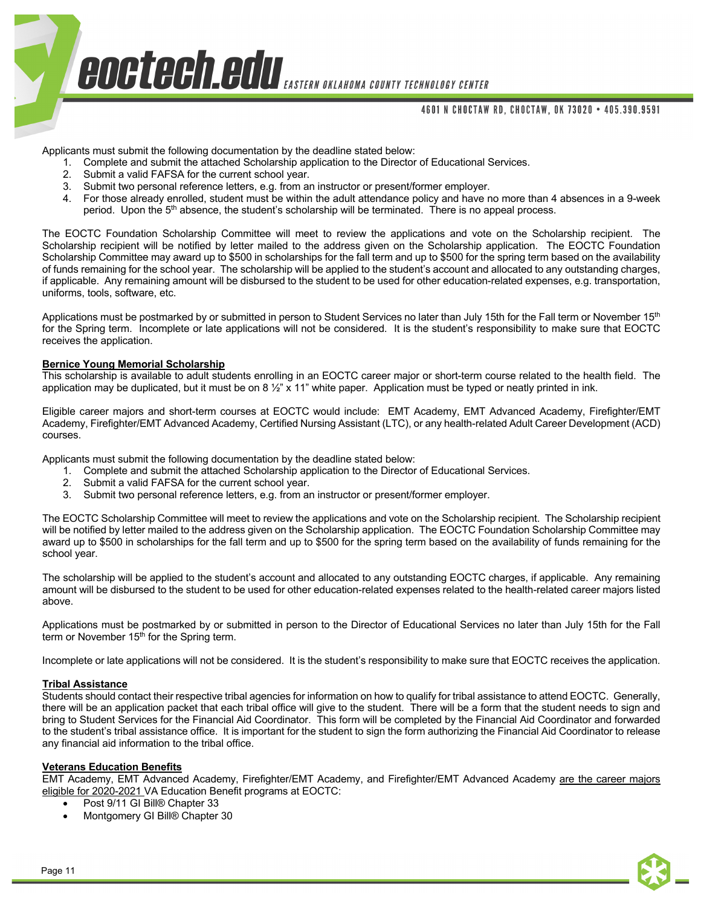Applicants must submit the following documentation by the deadline stated below:

1. Complete and submit the attached Scholarship application to the Director of Educational Services.
2. Submit a valid FAFSA for the current school year.
3. Submit two personal reference letters, e.g. from an instructor or present/former employer.
4. For those already enrolled, student must be within the adult attendance policy and have no more than 4 absences in a 9-week period. Upon the 5th absence, the student's scholarship will be terminated. There is no appeal process.

The EOCTC Foundation Scholarship Committee will meet to review the applications and vote on the Scholarship recipient. The Scholarship recipient will be notified by letter mailed to the address given on the Scholarship application. The EOCTC Foundation Scholarship Committee may award up to $500 in scholarships for the fall term and up to $500 for the spring term based on the availability of funds remaining for the school year. The scholarship will be applied to the student's account and allocated to any outstanding charges, if applicable. Any remaining amount will be disbursed to the student to be used for other education-related expenses, e.g. transportation, uniforms, tools, software, etc.

Applications must be postmarked by or submitted in person to Student Services no later than July 15th for the Fall term or November 15th for the Spring term. Incomplete or late applications will not be considered. It is the student's responsibility to make sure that EOCTC receives the application.

**Bernice Young Memorial Scholarship**

This scholarship is available to adult students enrolling in an EOCTC career major or short-term course related to the health field. The application may be duplicated, but it must be on 8 ½" x 11" white paper. Application must be typed or neatly printed in ink.

Eligible career majors and short-term courses at EOCTC would include: EMT Academy, EMT Advanced Academy, Firefighter/EMT Academy, Firefighter/EMT Advanced Academy, Certified Nursing Assistant (LTC), or any health-related Adult Career Development (ACD) courses.

Applicants must submit the following documentation by the deadline stated below:

1. Complete and submit the attached Scholarship application to the Director of Educational Services.
2. Submit a valid FAFSA for the current school year.
3. Submit two personal reference letters, e.g. from an instructor or present/former employer.

The EOCTC Scholarship Committee will meet to review the applications and vote on the Scholarship recipient. The Scholarship recipient will be notified by letter mailed to the address given on the Scholarship application. The EOCTC Foundation Scholarship Committee may award up to $500 in scholarships for the fall term and up to $500 for the spring term based on the availability of funds remaining for the school year.

The scholarship will be applied to the student's account and allocated to any outstanding EOCTC charges, if applicable. Any remaining amount will be disbursed to the student to be used for other education-related expenses related to the health-related career majors listed above.

Applications must be postmarked by or submitted in person to the Director of Educational Services no later than July 15th for the Fall term or November 15th for the Spring term.

Incomplete or late applications will not be considered. It is the student's responsibility to make sure that EOCTC receives the application.

**Tribal Assistance**

Students should contact their respective tribal agencies for information on how to qualify for tribal assistance to attend EOCTC. Generally, there will be an application packet that each tribal office will give to the student. There will be a form that the student needs to sign and bring to Student Services for the Financial Aid Coordinator. This form will be completed by the Financial Aid Coordinator and forwarded to the student's tribal assistance office. It is important for the student to sign the form authorizing the Financial Aid Coordinator to release any financial aid information to the tribal office.

**Veterans Education Benefits**

EMT Academy, EMT Advanced Academy, Firefighter/EMT Academy, and Firefighter/EMT Advanced Academy are the career majors eligible for 2020-2021 VA Education Benefit programs at EOCTC:

- Post 9/11 GI Bill® Chapter 33
- Montgomery GI Bill® Chapter 30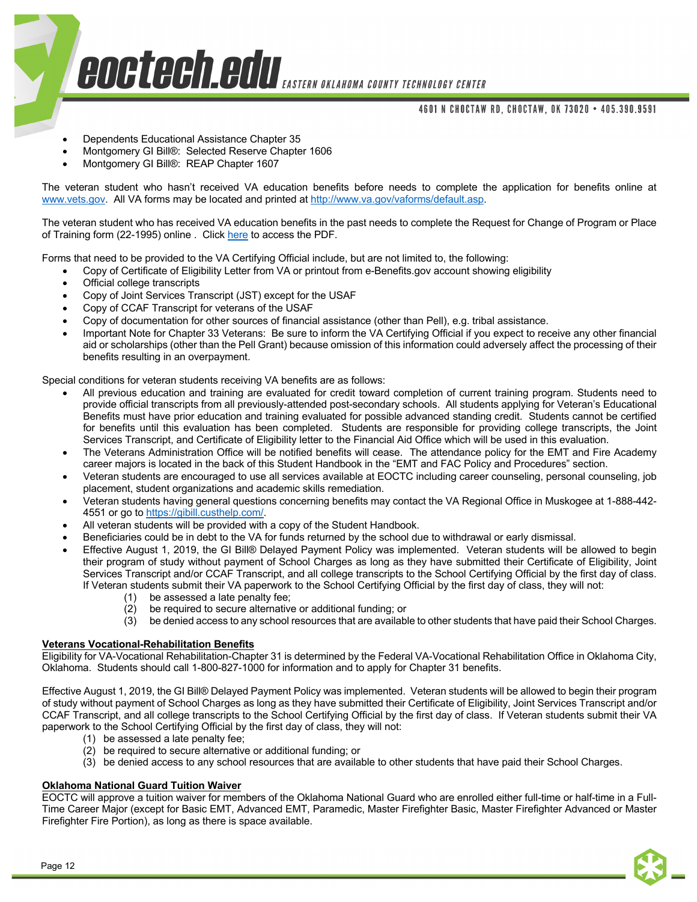- Dependents Educational Assistance Chapter 35
- Montgomery GI Bill®: Selected Reserve Chapter 1606
- Montgomery GI Bill®: REAP Chapter 1607

The veteran student who hasn't received VA education benefits before needs to complete the application for benefits online at [www.vets.gov](www.vets.gov). All VA forms may be located and printed at [http://www.va.gov/vaforms/default.asp](http://www.va.gov/vaforms/default.asp).

The veteran student who has received VA education benefits in the past needs to complete the Request for Change of Program or Place of Training form (22-1995) online . Click here to access the PDF.

Forms that need to be provided to the VA Certifying Official include, but are not limited to, the following:

- Copy of Certificate of Eligibility Letter from VA or printout from e-Benefits.gov account showing eligibility
- Official college transcripts
- Copy of Joint Services Transcript (JST) except for the USAF
- Copy of CCAF Transcript for veterans of the USAF
- Copy of documentation for other sources of financial assistance (other than Pell), e.g. tribal assistance.
- Important Note for Chapter 33 Veterans: Be sure to inform the VA Certifying Official if you expect to receive any other financial aid or scholarships (other than the Pell Grant) because omission of this information could adversely affect the processing of their benefits resulting in an overpayment.

Special conditions for veteran students receiving VA benefits are as follows:

- All previous education and training are evaluated for credit toward completion of current training program. Students need to provide official transcripts from all previously-attended post-secondary schools. All students applying for Veteran's Educational Benefits must have prior education and training evaluated for possible advanced standing credit. Students cannot be certified for benefits until this evaluation has been completed. Students are responsible for providing college transcripts, the Joint Services Transcript, and Certificate of Eligibility letter to the Financial Aid Office which will be used in this evaluation.
- The Veterans Administration Office will be notified benefits will cease. The attendance policy for the EMT and Fire Academy career majors is located in the back of this Student Handbook in the "EMT and FAC Policy and Procedures" section.
- Veteran students are encouraged to use all services available at EOCTC including career counseling, personal counseling, job placement, student organizations and academic skills remediation.
- Veteran students having general questions concerning benefits may contact the VA Regional Office in Muskogee at 1-888-442-4551 or go to [https://gibill.custhelp.com/](https://gibill.custhelp.com/).
- All veteran students will be provided with a copy of the Student Handbook.
- Beneficiaries could be in debt to the VA for funds returned by the school due to withdrawal or early dismissal.
- Effective August 1, 2019, the GI Bill® Delayed Payment Policy was implemented. Veteran students will be allowed to begin their program of study without payment of School Charges as long as they have submitted their Certificate of Eligibility, Joint Services Transcript and/or CCAF Transcript, and all college transcripts to the School Certifying Official by the first day of class. If Veteran students submit their VA paperwork to the School Certifying Official by the first day of class, they will not:
  (1) be assessed a late penalty fee;
  (2) be required to secure alternative or additional funding; or
  (3) be denied access to any school resources that are available to other students that have paid their School Charges.

**Veterans Vocational-Rehabilitation Benefits**

Eligibility for VA-Vocational Rehabilitation-Chapter 31 is determined by the Federal VA-Vocational Rehabilitation Office in Oklahoma City, Oklahoma. Students should call 1-800-827-1000 for information and to apply for Chapter 31 benefits.

Effective August 1, 2019, the GI Bill® Delayed Payment Policy was implemented. Veteran students will be allowed to begin their program of study without payment of School Charges as long as they have submitted their Certificate of Eligibility, Joint Services Transcript and/or CCAF Transcript, and all college transcripts to the School Certifying Official by the first day of class. If Veteran students submit their VA paperwork to the School Certifying Official by the first day of class, they will not:

(1) be assessed a late penalty fee;
(2) be required to secure alternative or additional funding; or
(3) be denied access to any school resources that are available to other students that have paid their School Charges.

**Oklahoma National Guard Tuition Waiver**

EOCTC will approve a tuition waiver for members of the Oklahoma National Guard who are enrolled either full-time or half-time in a Full-Time Career Major (except for Basic EMT, Advanced EMT, Paramedic, Master Firefighter Basic, Master Firefighter Advanced or Master Firefighter Fire Portion), as long as there is space available.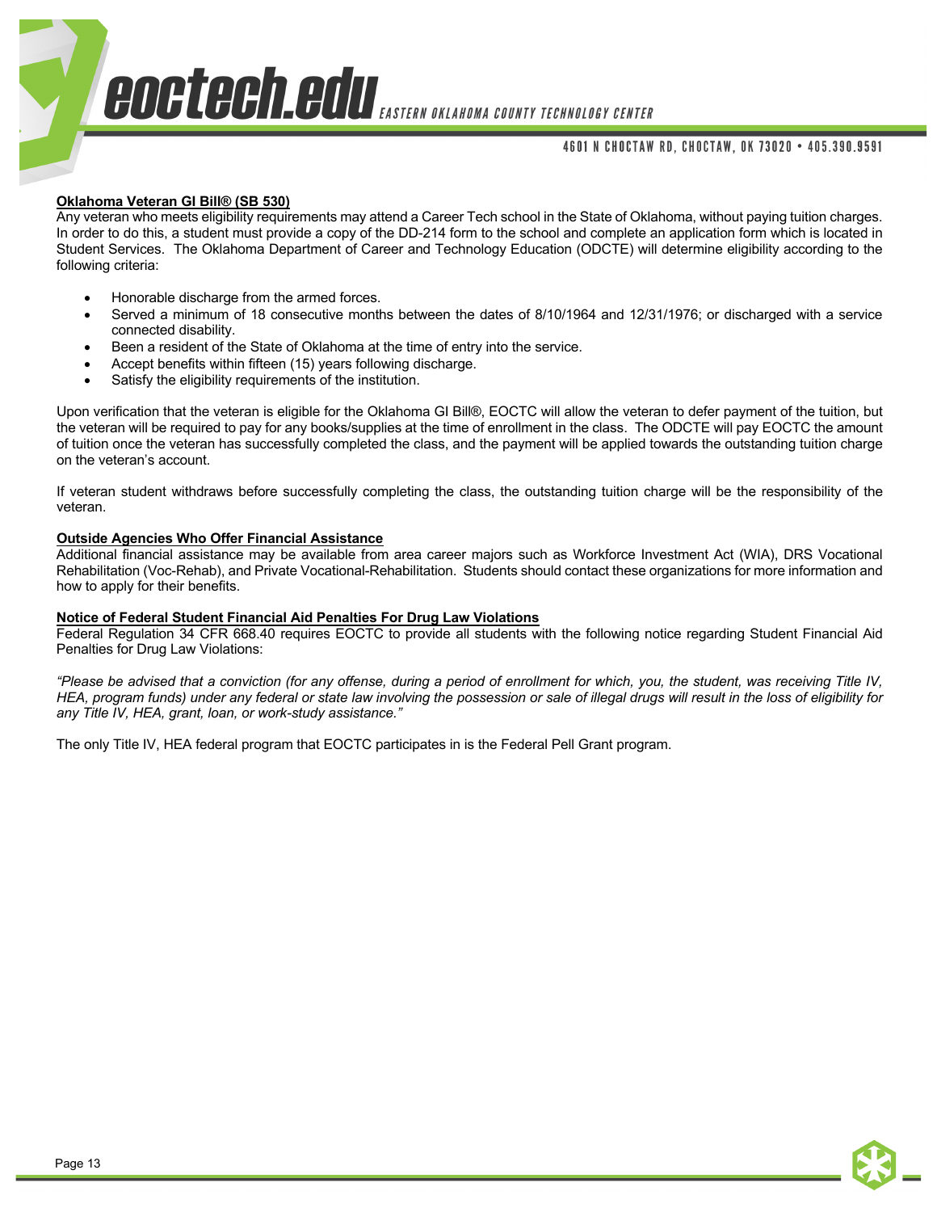## Oklahoma Veteran GI Bill® (SB 530)

Any veteran who meets eligibility requirements may attend a Career Tech school in the State of Oklahoma, without paying tuition charges. In order to do this, a student must provide a copy of the DD-214 form to the school and complete an application form which is located in Student Services. The Oklahoma Department of Career and Technology Education (ODCTE) will determine eligibility according to the following criteria:

- Honorable discharge from the armed forces.
- Served a minimum of 18 consecutive months between the dates of 8/10/1964 and 12/31/1976; or discharged with a service connected disability.
- Been a resident of the State of Oklahoma at the time of entry into the service.
- Accept benefits within fifteen (15) years following discharge.
- Satisfy the eligibility requirements of the institution.

Upon verification that the veteran is eligible for the Oklahoma GI Bill®, EOCTC will allow the veteran to defer payment of the tuition, but the veteran will be required to pay for any books/supplies at the time of enrollment in the class. The ODCTE will pay EOCTC the amount of tuition once the veteran has successfully completed the class, and the payment will be applied towards the outstanding tuition charge on the veteran's account.

If veteran student withdraws before successfully completing the class, the outstanding tuition charge will be the responsibility of the veteran.

## Outside Agencies Who Offer Financial Assistance

Additional financial assistance may be available from area career majors such as Workforce Investment Act (WIA), DRS Vocational Rehabilitation (Voc-Rehab), and Private Vocational-Rehabilitation. Students should contact these organizations for more information and how to apply for their benefits.

## Notice of Federal Student Financial Aid Penalties For Drug Law Violations

Federal Regulation 34 CFR 668.40 requires EOCTC to provide all students with the following notice regarding Student Financial Aid Penalties for Drug Law Violations:

*"Please be advised that a conviction (for any offense, during a period of enrollment for which, you, the student, was receiving Title IV, HEA, program funds) under any federal or state law involving the possession or sale of illegal drugs will result in the loss of eligibility for any Title IV, HEA, grant, loan, or work-study assistance."*

The only Title IV, HEA federal program that EOCTC participates in is the Federal Pell Grant program.